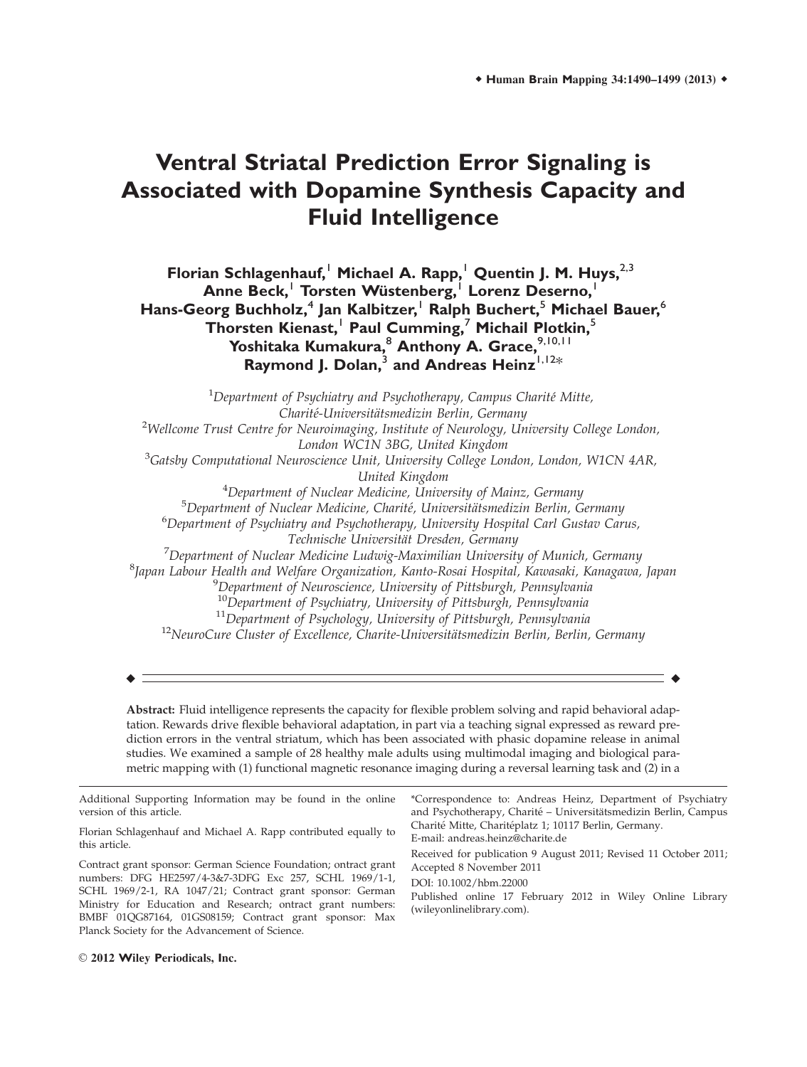# Ventral Striatal Prediction Error Signaling is Associated with Dopamine Synthesis Capacity and Fluid Intelligence

**Florian Schlagenhauf,[1] Michael A. Rapp,[1] Quentin J. M. Huys,[2,3] Anne Beck,[1] Torsten Wüstenberg,[1] Lorenz Deserno,[1] Hans-Georg Buchholz,[4] Jan Kalbitzer,[1] Ralph Buchert,[5] Michael Bauer,[6] Thorsten Kienast,[1] Paul Cumming,[7] Michail Plotkin,[5] Yoshitaka Kumakura,[8] Anthony A. Grace,[9,10,11] Raymond J. Dolan,[3] and Andreas Heinz[1,12]***

[1] *Department of Psychiatry and Psychotherapy, Campus Charité Mitte, Charité-Universitätsmedizin Berlin, Germany*
[2] *Wellcome Trust Centre for Neuroimaging, Institute of Neurology, University College London, London WC1N 3BG, United Kingdom*
[3] *Gatsby Computational Neuroscience Unit, University College London, London, W1CN 4AR, United Kingdom*
[4] *Department of Nuclear Medicine, University of Mainz, Germany*
[5] *Department of Nuclear Medicine, Charité, Universitätsmedizin Berlin, Germany*
[6] *Department of Psychiatry and Psychotherapy, University Hospital Carl Gustav Carus, Technische Universität Dresden, Germany*
[7] *Department of Nuclear Medicine Ludwig-Maximilian University of Munich, Germany*
[8] *Japan Labour Health and Welfare Organization, Kanto-Rosai Hospital, Kawasaki, Kanagawa, Japan*
[9] *Department of Neuroscience, University of Pittsburgh, Pennsylvania*
[10] *Department of Psychiatry, University of Pittsburgh, Pennsylvania*
[11] *Department of Psychology, University of Pittsburgh, Pennsylvania*
[12] *NeuroCure Cluster of Excellence, Charite-Universitätsmedizin Berlin, Berlin, Germany*

**Abstract:** Fluid intelligence represents the capacity for flexible problem solving and rapid behavioral adaptation. Rewards drive flexible behavioral adaptation, in part via a teaching signal expressed as reward prediction errors in the ventral striatum, which has been associated with phasic dopamine release in animal studies. We examined a sample of 28 healthy male adults using multimodal imaging and biological parametric mapping with (1) functional magnetic resonance imaging during a reversal learning task and (2) in a

Additional Supporting Information may be found in the online version of this article.

Florian Schlagenhauf and Michael A. Rapp contributed equally to this article.

Contract grant sponsor: German Science Foundation; ontract grant numbers: DFG HE2597/4-3&7-3DFG Exc 257, SCHL 1969/1-1, SCHL 1969/2-1, RA 1047/21; Contract grant sponsor: German Ministry for Education and Research; ontract grant numbers: BMBF 01QG87164, 01GS08159; Contract grant sponsor: Max Planck Society for the Advancement of Science.

*Correspondence to: Andreas Heinz, Department of Psychiatry and Psychotherapy, Charité – Universitätsmedizin Berlin, Campus Charité Mitte, Charitéplatz 1; 10117 Berlin, Germany. E-mail: andreas.heinz@charite.de

Received for publication 9 August 2011; Revised 11 October 2011; Accepted 8 November 2011

DOI: 10.1002/hbm.22000

Published online 17 February 2012 in Wiley Online Library (wileyonlinelibrary.com).

© 2012 Wiley Periodicals, Inc.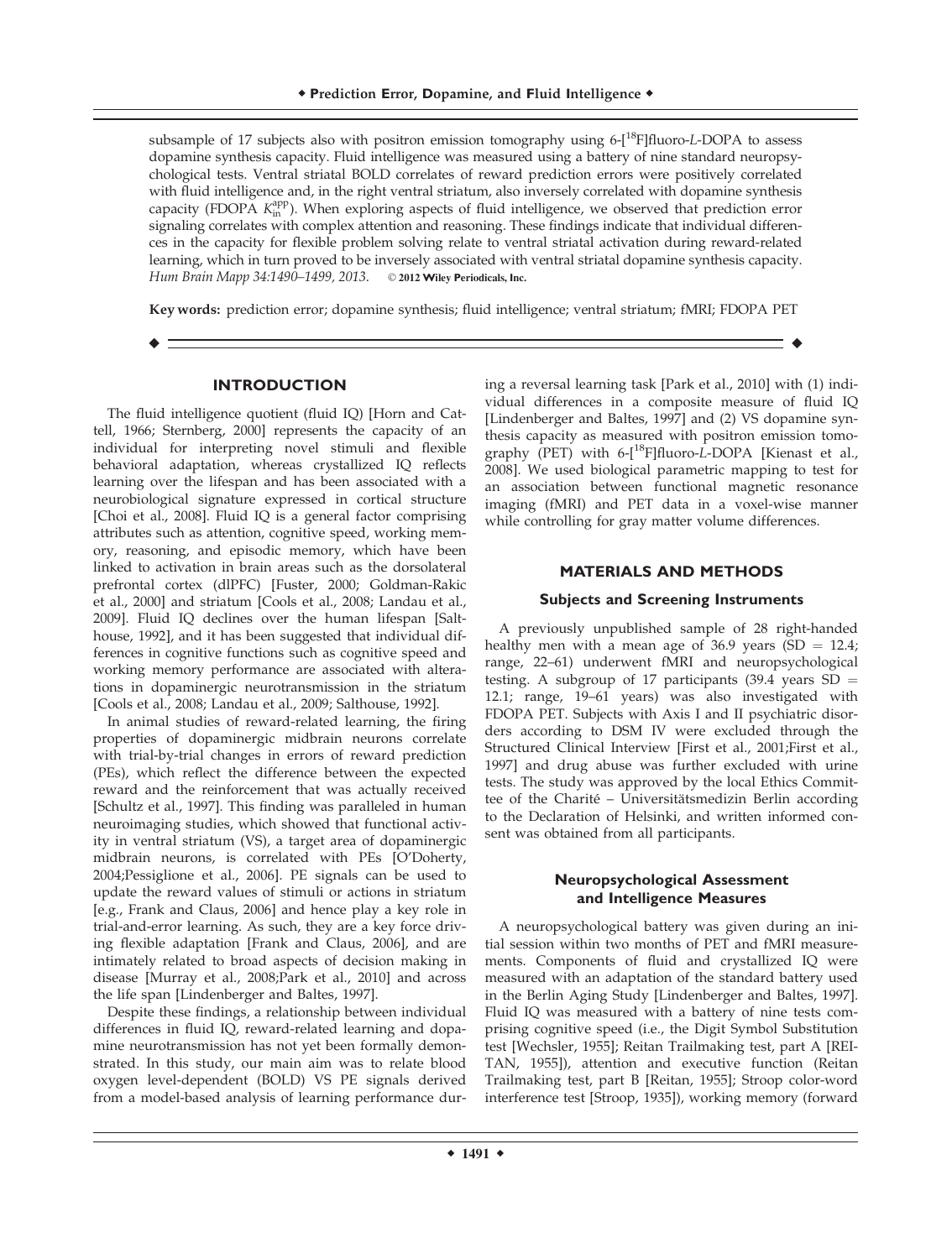subsample of 17 subjects also with positron emission tomography using 6-[$^{18}$F]fluoro-*L*-DOPA to assess dopamine synthesis capacity. Fluid intelligence was measured using a battery of nine standard neuropsychological tests. Ventral striatal BOLD correlates of reward prediction errors were positively correlated with fluid intelligence and, in the right ventral striatum, also inversely correlated with dopamine synthesis capacity (FDOPA $K_{in}^{app}$). When exploring aspects of fluid intelligence, we observed that prediction error signaling correlates with complex attention and reasoning. These findings indicate that individual differences in the capacity for flexible problem solving relate to ventral striatal activation during reward-related learning, which in turn proved to be inversely associated with ventral striatal dopamine synthesis capacity. *Hum Brain Mapp 34:1490–1499, 2013.* © **2012 Wiley Periodicals, Inc.**

**Key words:** prediction error; dopamine synthesis; fluid intelligence; ventral striatum; fMRI; FDOPA PET

## INTRODUCTION

The fluid intelligence quotient (fluid IQ) [Horn and Cattell, 1966; Sternberg, 2000] represents the capacity of an individual for interpreting novel stimuli and flexible behavioral adaptation, whereas crystallized IQ reflects learning over the lifespan and has been associated with a neurobiological signature expressed in cortical structure [Choi et al., 2008]. Fluid IQ is a general factor comprising attributes such as attention, cognitive speed, working memory, reasoning, and episodic memory, which have been linked to activation in brain areas such as the dorsolateral prefrontal cortex (dlPFC) [Fuster, 2000; Goldman-Rakic et al., 2000] and striatum [Cools et al., 2008; Landau et al., 2009]. Fluid IQ declines over the human lifespan [Salthouse, 1992], and it has been suggested that individual differences in cognitive functions such as cognitive speed and working memory performance are associated with alterations in dopaminergic neurotransmission in the striatum [Cools et al., 2008; Landau et al., 2009; Salthouse, 1992].

In animal studies of reward-related learning, the firing properties of dopaminergic midbrain neurons correlate with trial-by-trial changes in errors of reward prediction (PEs), which reflect the difference between the expected reward and the reinforcement that was actually received [Schultz et al., 1997]. This finding was paralleled in human neuroimaging studies, which showed that functional activity in ventral striatum (VS), a target area of dopaminergic midbrain neurons, is correlated with PEs [O'Doherty, 2004;Pessiglione et al., 2006]. PE signals can be used to update the reward values of stimuli or actions in striatum [e.g., Frank and Claus, 2006] and hence play a key role in trial-and-error learning. As such, they are a key force driving flexible adaptation [Frank and Claus, 2006], and are intimately related to broad aspects of decision making in disease [Murray et al., 2008;Park et al., 2010] and across the life span [Lindenberger and Baltes, 1997].

Despite these findings, a relationship between individual differences in fluid IQ, reward-related learning and dopamine neurotransmission has not yet been formally demonstrated. In this study, our main aim was to relate blood oxygen level-dependent (BOLD) VS PE signals derived from a model-based analysis of learning performance during a reversal learning task [Park et al., 2010] with (1) individual differences in a composite measure of fluid IQ [Lindenberger and Baltes, 1997] and (2) VS dopamine synthesis capacity as measured with positron emission tomography (PET) with 6-[$^{18}$F]fluoro-*L*-DOPA [Kienast et al., 2008]. We used biological parametric mapping to test for an association between functional magnetic resonance imaging (fMRI) and PET data in a voxel-wise manner while controlling for gray matter volume differences.

## MATERIALS AND METHODS

### Subjects and Screening Instruments

A previously unpublished sample of 28 right-handed healthy men with a mean age of 36.9 years (SD = 12.4; range, 22–61) underwent fMRI and neuropsychological testing. A subgroup of 17 participants (39.4 years SD = 12.1; range, 19–61 years) was also investigated with FDOPA PET. Subjects with Axis I and II psychiatric disorders according to DSM IV were excluded through the Structured Clinical Interview [First et al., 2001;First et al., 1997] and drug abuse was further excluded with urine tests. The study was approved by the local Ethics Committee of the Charité – Universitätsmedizin Berlin according to the Declaration of Helsinki, and written informed consent was obtained from all participants.

### Neuropsychological Assessment and Intelligence Measures

A neuropsychological battery was given during an initial session within two months of PET and fMRI measurements. Components of fluid and crystallized IQ were measured with an adaptation of the standard battery used in the Berlin Aging Study [Lindenberger and Baltes, 1997]. Fluid IQ was measured with a battery of nine tests comprising cognitive speed (i.e., the Digit Symbol Substitution test [Wechsler, 1955]; Reitan Trailmaking test, part A [REITAN, 1955]), attention and executive function (Reitan Trailmaking test, part B [Reitan, 1955]; Stroop color-word interference test [Stroop, 1935]), working memory (forward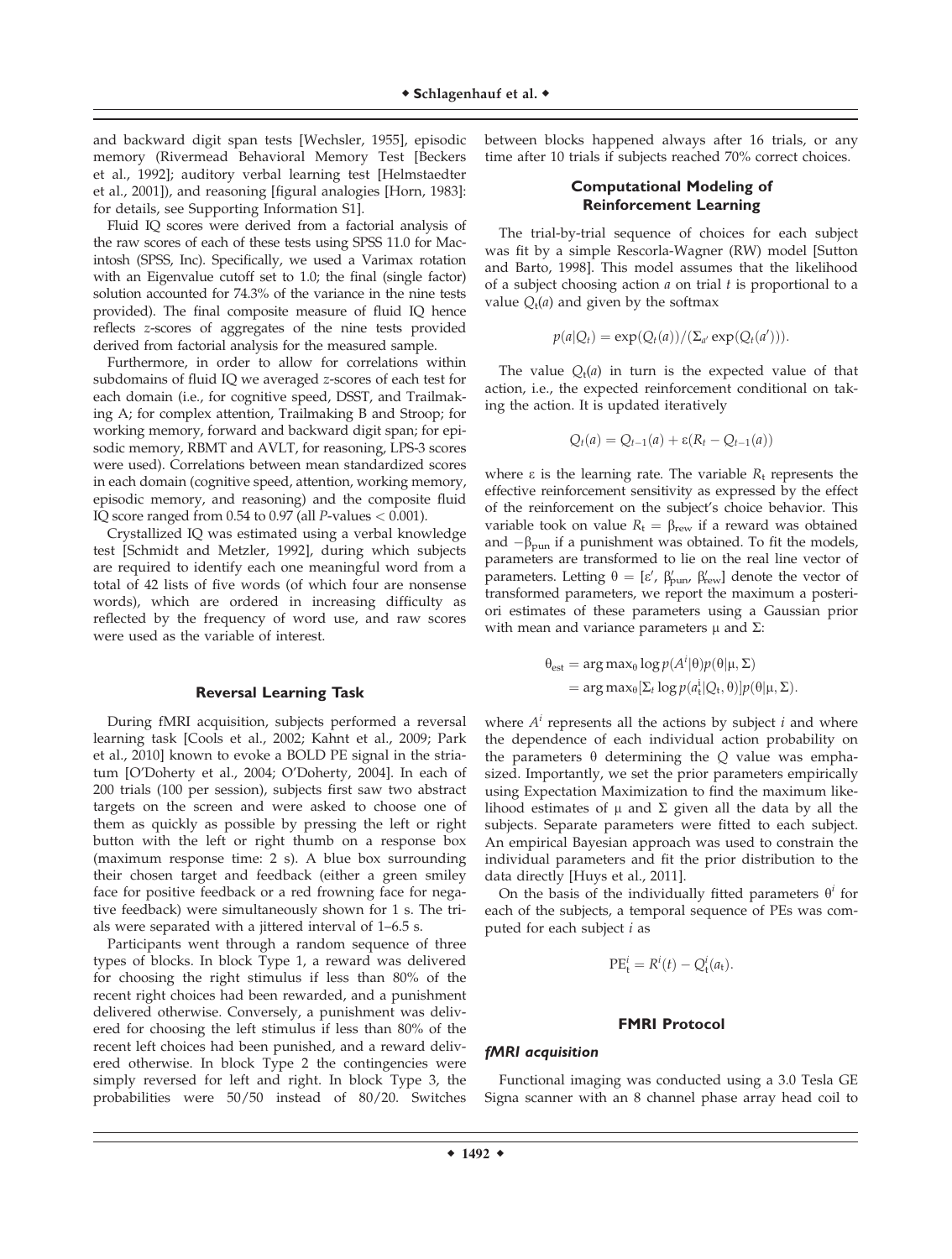and backward digit span tests [Wechsler, 1955], episodic memory (Rivermead Behavioral Memory Test [Beckers et al., 1992]; auditory verbal learning test [Helmstaedter et al., 2001]), and reasoning [figural analogies [Horn, 1983]: for details, see Supporting Information S1].

Fluid IQ scores were derived from a factorial analysis of the raw scores of each of these tests using SPSS 11.0 for Macintosh (SPSS, Inc). Specifically, we used a Varimax rotation with an Eigenvalue cutoff set to 1.0; the final (single factor) solution accounted for 74.3% of the variance in the nine tests provided. The final composite measure of fluid IQ hence reflects z-scores of aggregates of the nine tests provided derived from factorial analysis for the measured sample.

Furthermore, in order to allow for correlations within subdomains of fluid IQ we averaged z-scores of each test for each domain (i.e., for cognitive speed, DSST, and Trailmaking A; for complex attention, Trailmaking B and Stroop; for working memory, forward and backward digit span; for episodic memory, RBMT and AVLT, for reasoning, LPS-3 scores were used). Correlations between mean standardized scores in each domain (cognitive speed, attention, working memory, episodic memory, and reasoning) and the composite fluid IQ score ranged from 0.54 to 0.97 (all $P$-values $< 0.001$).

Crystallized IQ was estimated using a verbal knowledge test [Schmidt and Metzler, 1992], during which subjects are required to identify each one meaningful word from a total of 42 lists of five words (of which four are nonsense words), which are ordered in increasing difficulty as reflected by the frequency of word use, and raw scores were used as the variable of interest.

## Reversal Learning Task

During fMRI acquisition, subjects performed a reversal learning task [Cools et al., 2002; Kahnt et al., 2009; Park et al., 2010] known to evoke a BOLD PE signal in the striatum [O'Doherty et al., 2004; O'Doherty, 2004]. In each of 200 trials (100 per session), subjects first saw two abstract targets on the screen and were asked to choose one of them as quickly as possible by pressing the left or right button with the left or right thumb on a response box (maximum response time: 2 s). A blue box surrounding their chosen target and feedback (either a green smiley face for positive feedback or a red frowning face for negative feedback) were simultaneously shown for 1 s. The trials were separated with a jittered interval of 1–6.5 s.

Participants went through a random sequence of three types of blocks. In block Type 1, a reward was delivered for choosing the right stimulus if less than 80% of the recent right choices had been rewarded, and a punishment delivered otherwise. Conversely, a punishment was delivered for choosing the left stimulus if less than 80% of the recent left choices had been punished, and a reward delivered otherwise. In block Type 2 the contingencies were simply reversed for left and right. In block Type 3, the probabilities were 50/50 instead of 80/20. Switches between blocks happened always after 16 trials, or any time after 10 trials if subjects reached 70% correct choices.

## Computational Modeling of Reinforcement Learning

The trial-by-trial sequence of choices for each subject was fit by a simple Rescorla-Wagner (RW) model [Sutton and Barto, 1998]. This model assumes that the likelihood of a subject choosing action $a$ on trial $t$ is proportional to a value $Q_t(a)$ and given by the softmax

$$p(a|Q_t) = \exp(Q_t(a))/(\Sigma_{a'} \exp(Q_t(a'))).$$

The value $Q_t(a)$ in turn is the expected value of that action, i.e., the expected reinforcement conditional on taking the action. It is updated iteratively

$$Q_t(a) = Q_{t-1}(a) + \varepsilon(R_t - Q_{t-1}(a))$$

where $\varepsilon$ is the learning rate. The variable $R_t$ represents the effective reinforcement sensitivity as expressed by the effect of the reinforcement on the subject's choice behavior. This variable took on value $R_t = \beta_{rew}$ if a reward was obtained and $-\beta_{pun}$ if a punishment was obtained. To fit the models, parameters are transformed to lie on the real line vector of parameters. Letting $\theta = [\varepsilon', \beta'_{pun}, \beta'_{rew}]$ denote the vector of transformed parameters, we report the maximum a posteriori estimates of these parameters using a Gaussian prior with mean and variance parameters $\mu$ and $\Sigma$:

$$\begin{aligned}\theta_{est} &= \arg\max_\theta \log p(A^i|\theta)p(\theta|\mu, \Sigma) \\ &= \arg\max_\theta[\Sigma_t \log p(a^i_t|Q_t, \theta)]p(\theta|\mu, \Sigma).\end{aligned}$$

where $A^i$ represents all the actions by subject $i$ and where the dependence of each individual action probability on the parameters $\theta$ determining the $Q$ value was emphasized. Importantly, we set the prior parameters empirically using Expectation Maximization to find the maximum likelihood estimates of $\mu$ and $\Sigma$ given all the data by all the subjects. Separate parameters were fitted to each subject. An empirical Bayesian approach was used to constrain the individual parameters and fit the prior distribution to the data directly [Huys et al., 2011].

On the basis of the individually fitted parameters $\theta^i$ for each of the subjects, a temporal sequence of PEs was computed for each subject $i$ as

$$\mathrm{PE}^i_t = R^i(t) - Q^i_t(a_t).$$

## FMRI Protocol

### fMRI acquisition

Functional imaging was conducted using a 3.0 Tesla GE Signa scanner with an 8 channel phase array head coil to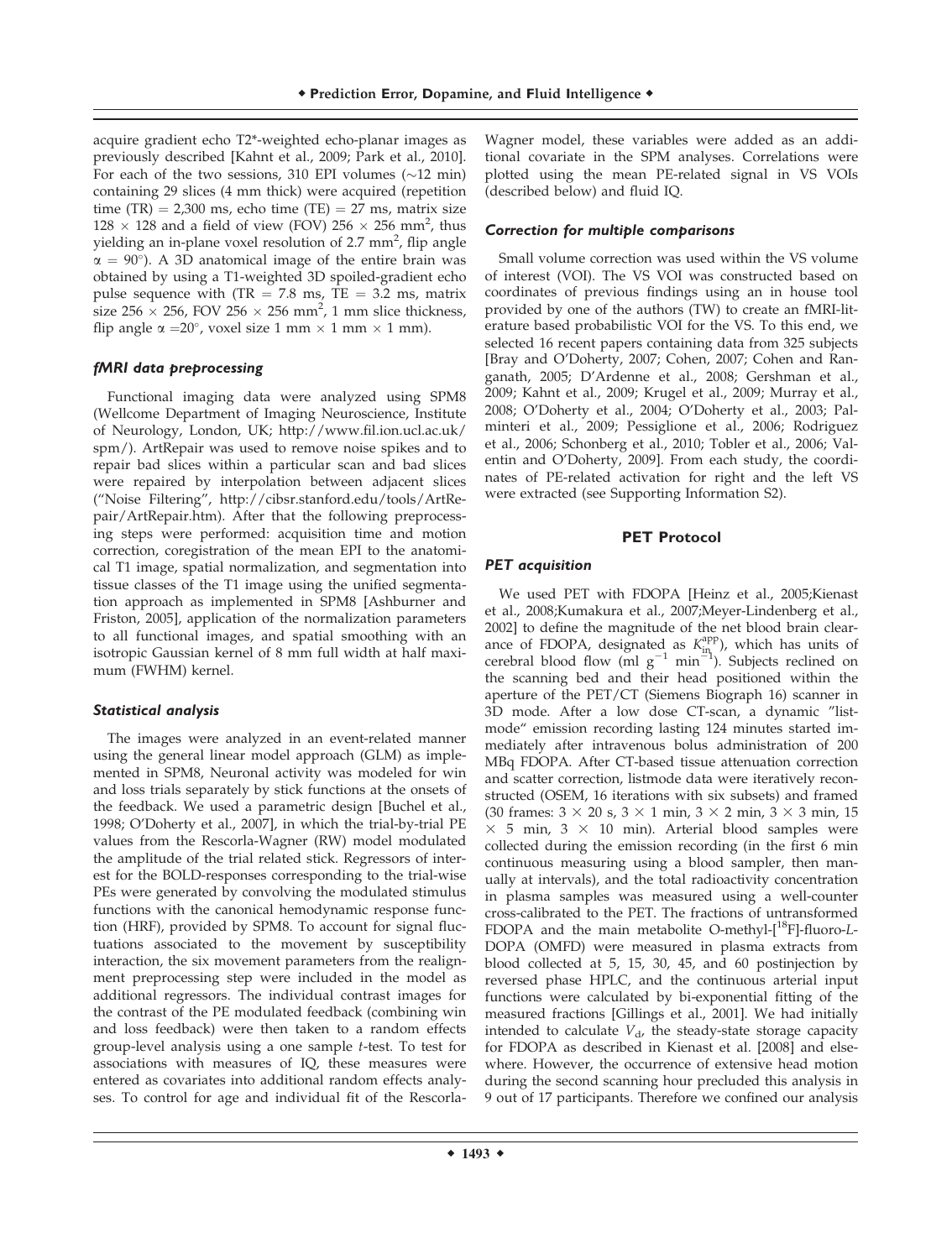acquire gradient echo T2*-weighted echo-planar images as previously described [Kahnt et al., 2009; Park et al., 2010]. For each of the two sessions, 310 EPI volumes (~12 min) containing 29 slices (4 mm thick) were acquired (repetition time (TR) = 2,300 ms, echo time (TE) = 27 ms, matrix size 128 × 128 and a field of view (FOV) 256 × 256 mm$^2$, thus yielding an in-plane voxel resolution of 2.7 mm$^2$, flip angle $\alpha = 90°$). A 3D anatomical image of the entire brain was obtained by using a T1-weighted 3D spoiled-gradient echo pulse sequence with (TR = 7.8 ms, TE = 3.2 ms, matrix size 256 × 256, FOV 256 × 256 mm$^2$, 1 mm slice thickness, flip angle $\alpha = 20°$, voxel size 1 mm × 1 mm × 1 mm).

### *fMRI data preprocessing*

Functional imaging data were analyzed using SPM8 (Wellcome Department of Imaging Neuroscience, Institute of Neurology, London, UK; http://www.fil.ion.ucl.ac.uk/spm/). ArtRepair was used to remove noise spikes and to repair bad slices within a particular scan and bad slices were repaired by interpolation between adjacent slices ("Noise Filtering", http://cibsr.stanford.edu/tools/ArtRepair/ArtRepair.htm). After that the following preprocessing steps were performed: acquisition time and motion correction, coregistration of the mean EPI to the anatomical T1 image, spatial normalization, and segmentation into tissue classes of the T1 image using the unified segmentation approach as implemented in SPM8 [Ashburner and Friston, 2005], application of the normalization parameters to all functional images, and spatial smoothing with an isotropic Gaussian kernel of 8 mm full width at half maximum (FWHM) kernel.

### *Statistical analysis*

The images were analyzed in an event-related manner using the general linear model approach (GLM) as implemented in SPM8, Neuronal activity was modeled for win and loss trials separately by stick functions at the onsets of the feedback. We used a parametric design [Buchel et al., 1998; O'Doherty et al., 2007], in which the trial-by-trial PE values from the Rescorla-Wagner (RW) model modulated the amplitude of the trial related stick. Regressors of interest for the BOLD-responses corresponding to the trial-wise PEs were generated by convolving the modulated stimulus functions with the canonical hemodynamic response function (HRF), provided by SPM8. To account for signal fluctuations associated to the movement by susceptibility interaction, the six movement parameters from the realignment preprocessing step were included in the model as additional regressors. The individual contrast images for the contrast of the PE modulated feedback (combining win and loss feedback) were then taken to a random effects group-level analysis using a one sample *t*-test. To test for associations with measures of IQ, these measures were entered as covariates into additional random effects analyses. To control for age and individual fit of the Rescorla-Wagner model, these variables were added as an additional covariate in the SPM analyses. Correlations were plotted using the mean PE-related signal in VS VOIs (described below) and fluid IQ.

### *Correction for multiple comparisons*

Small volume correction was used within the VS volume of interest (VOI). The VS VOI was constructed based on coordinates of previous findings using an in house tool provided by one of the authors (TW) to create an fMRI-literature based probabilistic VOI for the VS. To this end, we selected 16 recent papers containing data from 325 subjects [Bray and O'Doherty, 2007; Cohen, 2007; Cohen and Ranganath, 2005; D'Ardenne et al., 2008; Gershman et al., 2009; Kahnt et al., 2009; Krugel et al., 2009; Murray et al., 2008; O'Doherty et al., 2004; O'Doherty et al., 2003; Palminteri et al., 2009; Pessiglione et al., 2006; Rodriguez et al., 2006; Schonberg et al., 2010; Tobler et al., 2006; Valentin and O'Doherty, 2009]. From each study, the coordinates of PE-related activation for right and the left VS were extracted (see Supporting Information S2).

## PET Protocol

### *PET acquisition*

We used PET with FDOPA [Heinz et al., 2005;Kienast et al., 2008;Kumakura et al., 2007;Meyer-Lindenberg et al., 2002] to define the magnitude of the net blood brain clearance of FDOPA, designated as $K_{in}^{app}$), which has units of cerebral blood flow (ml g$^{-1}$ min$^{-1}$). Subjects reclined on the scanning bed and their head positioned within the aperture of the PET/CT (Siemens Biograph 16) scanner in 3D mode. After a low dose CT-scan, a dynamic "listmode" emission recording lasting 124 minutes started immediately after intravenous bolus administration of 200 MBq FDOPA. After CT-based tissue attenuation correction and scatter correction, listmode data were iteratively reconstructed (OSEM, 16 iterations with six subsets) and framed (30 frames: 3 × 20 s, 3 × 1 min, 3 × 2 min, 3 × 3 min, 15 × 5 min, 3 × 10 min). Arterial blood samples were collected during the emission recording (in the first 6 min continuous measuring using a blood sampler, then manually at intervals), and the total radioactivity concentration in plasma samples was measured using a well-counter cross-calibrated to the PET. The fractions of untransformed FDOPA and the main metabolite O-methyl-[$^{18}$F]-fluoro-*L*-DOPA (OMFD) were measured in plasma extracts from blood collected at 5, 15, 30, 45, and 60 postinjection by reversed phase HPLC, and the continuous arterial input functions were calculated by bi-exponential fitting of the measured fractions [Gillings et al., 2001]. We had initially intended to calculate $V_d$, the steady-state storage capacity for FDOPA as described in Kienast et al. [2008] and elsewhere. However, the occurrence of extensive head motion during the second scanning hour precluded this analysis in 9 out of 17 participants. Therefore we confined our analysis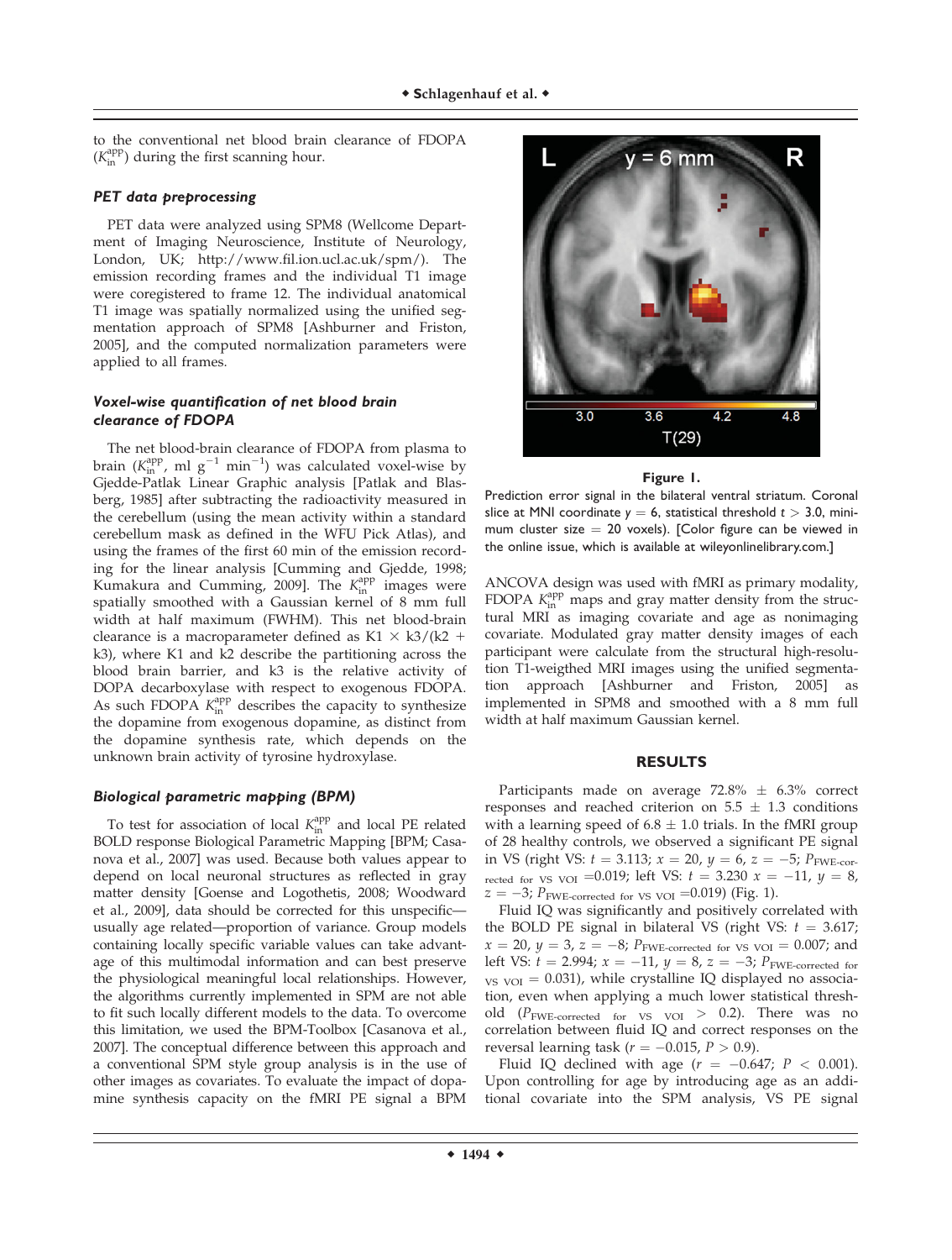to the conventional net blood brain clearance of FDOPA ($K_{in}^{app}$) during the first scanning hour.

### *PET data preprocessing*

PET data were analyzed using SPM8 (Wellcome Department of Imaging Neuroscience, Institute of Neurology, London, UK; http://www.fil.ion.ucl.ac.uk/spm/). The emission recording frames and the individual T1 image were coregistered to frame 12. The individual anatomical T1 image was spatially normalized using the unified segmentation approach of SPM8 [Ashburner and Friston, 2005], and the computed normalization parameters were applied to all frames.

### *Voxel-wise quantification of net blood brain clearance of FDOPA*

The net blood-brain clearance of FDOPA from plasma to brain ($K_{in}^{app}$, ml $g^{-1}$ $min^{-1}$) was calculated voxel-wise by Gjedde-Patlak Linear Graphic analysis [Patlak and Blasberg, 1985] after subtracting the radioactivity measured in the cerebellum (using the mean activity within a standard cerebellum mask as defined in the WFU Pick Atlas), and using the frames of the first 60 min of the emission recording for the linear analysis [Cumming and Gjedde, 1998; Kumakura and Cumming, 2009]. The $K_{in}^{app}$ images were spatially smoothed with a Gaussian kernel of 8 mm full width at half maximum (FWHM). This net blood-brain clearance is a macroparameter defined as K1 × k3/(k2 + k3), where K1 and k2 describe the partitioning across the blood brain barrier, and k3 is the relative activity of DOPA decarboxylase with respect to exogenous FDOPA. As such FDOPA $K_{in}^{app}$ describes the capacity to synthesize the dopamine from exogenous dopamine, as distinct from the dopamine synthesis rate, which depends on the unknown brain activity of tyrosine hydroxylase.

### *Biological parametric mapping (BPM)*

To test for association of local $K_{in}^{app}$ and local PE related BOLD response Biological Parametric Mapping [BPM; Casanova et al., 2007] was used. Because both values appear to depend on local neuronal structures as reflected in gray matter density [Goense and Logothetis, 2008; Woodward et al., 2009], data should be corrected for this unspecific—usually age related—proportion of variance. Group models containing locally specific variable values can take advantage of this multimodal information and can best preserve the physiological meaningful local relationships. However, the algorithms currently implemented in SPM are not able to fit such locally different models to the data. To overcome this limitation, we used the BPM-Toolbox [Casanova et al., 2007]. The conceptual difference between this approach and a conventional SPM style group analysis is in the use of other images as covariates. To evaluate the impact of dopamine synthesis capacity on the fMRI PE signal a BPM ANCOVA design was used with fMRI as primary modality, FDOPA $K_{in}^{app}$ maps and gray matter density from the structural MRI as imaging covariate and age as nonimaging covariate. Modulated gray matter density images of each participant were calculate from the structural high-resolution T1-weigthed MRI images using the unified segmentation approach [Ashburner and Friston, 2005] as implemented in SPM8 and smoothed with a 8 mm full width at half maximum Gaussian kernel.

**Figure 1.**

Prediction error signal in the bilateral ventral striatum. Coronal slice at MNI coordinate $y = 6$, statistical threshold $t > 3.0$, minimum cluster size = 20 voxels). [Color figure can be viewed in the online issue, which is available at wileyonlinelibrary.com.]

## RESULTS

Participants made on average 72.8% ± 6.3% correct responses and reached criterion on 5.5 ± 1.3 conditions with a learning speed of 6.8 ± 1.0 trials. In the fMRI group of 28 healthy controls, we observed a significant PE signal in VS (right VS: $t = 3.113$; $x = 20$, $y = 6$, $z = -5$; $P_{\text{FWE-corrected for VS VOI}} = 0.019$; left VS: $t = 3.230$ $x = -11$, $y = 8$, $z = -3$; $P_{\text{FWE-corrected for VS VOI}} = 0.019$) (Fig. 1).

Fluid IQ was significantly and positively correlated with the BOLD PE signal in bilateral VS (right VS: $t = 3.617$; $x = 20$, $y = 3$, $z = -8$; $P_{\text{FWE-corrected for VS VOI}} = 0.007$; and left VS: $t = 2.994$; $x = -11$, $y = 8$, $z = -3$; $P_{\text{FWE-corrected for VS VOI}} = 0.031$), while crystalline IQ displayed no association, even when applying a much lower statistical threshold ($P_{\text{FWE-corrected for VS VOI}} > 0.2$). There was no correlation between fluid IQ and correct responses on the reversal learning task ($r = -0.015$, $P > 0.9$).

Fluid IQ declined with age ($r = -0.647$; $P < 0.001$). Upon controlling for age by introducing age as an additional covariate into the SPM analysis, VS PE signal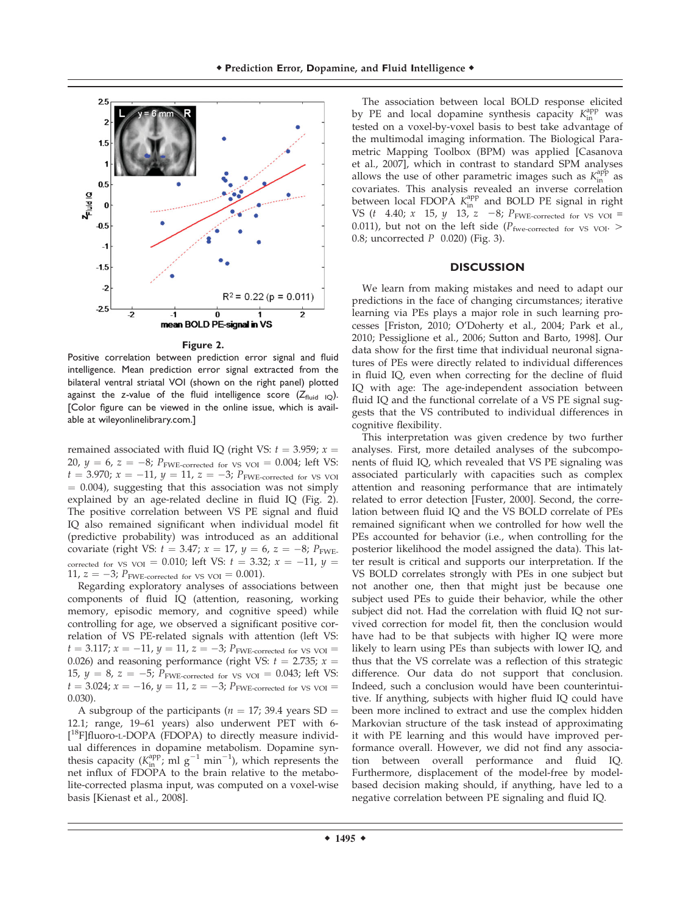2.5
L y = 6 mm R
2
1.5
1
0.5
0
-0.5
-1
-1.5
-2
-2.5
$Z_{fluid\ IQ}$
$R^2$ = 0.22 (p = 0.011)
-2 -1 0 1 2
mean BOLD PE-signal in VS

**Figure 2.**

Positive correlation between prediction error signal and fluid intelligence. Mean prediction error signal extracted from the bilateral ventral striatal VOI (shown on the right panel) plotted against the z-value of the fluid intelligence score ($Z_{fluid\ IQ}$). [Color figure can be viewed in the online issue, which is available at wileyonlinelibrary.com.]

remained associated with fluid IQ (right VS: $t = 3.959$; $x = 20$, $y = 6$, $z = -8$; $P_{\text{FWE-corrected for VS VOI}} = 0.004$; left VS: $t = 3.970$; $x = -11$, $y = 11$, $z = -3$; $P_{\text{FWE-corrected for VS VOI}} = 0.004$), suggesting that this association was not simply explained by an age-related decline in fluid IQ (Fig. 2). The positive correlation between VS PE signal and fluid IQ also remained significant when individual model fit (predictive probability) was introduced as an additional covariate (right VS: $t = 3.47$; $x = 17$, $y = 6$, $z = -8$; $P_{\text{FWE-corrected for VS VOI}} = 0.010$; left VS: $t = 3.32$; $x = -11$, $y = 11$, $z = -3$; $P_{\text{FWE-corrected for VS VOI}} = 0.001$).

Regarding exploratory analyses of associations between components of fluid IQ (attention, reasoning, working memory, episodic memory, and cognitive speed) while controlling for age, we observed a significant positive correlation of VS PE-related signals with attention (left VS: $t = 3.117$; $x = -11$, $y = 11$, $z = -3$; $P_{\text{FWE-corrected for VS VOI}} = 0.026$) and reasoning performance (right VS: $t = 2.735$; $x = 15$, $y = 8$, $z = -5$; $P_{\text{FWE-corrected for VS VOI}} = 0.043$; left VS: $t = 3.024$; $x = -16$, $y = 11$, $z = -3$; $P_{\text{FWE-corrected for VS VOI}} = 0.030$).

A subgroup of the participants ($n = 17$; 39.4 years SD = 12.1; range, 19–61 years) also underwent PET with 6-[$^{18}$F]fluoro-L-DOPA (FDOPA) to directly measure individual differences in dopamine metabolism. Dopamine synthesis capacity ($K_{in}^{app}$; ml $g^{-1}$ $min^{-1}$), which represents the net influx of FDOPA to the brain relative to the metabolite-corrected plasma input, was computed on a voxel-wise basis [Kienast et al., 2008].

The association between local BOLD response elicited by PE and local dopamine synthesis capacity $K_{in}^{app}$ was tested on a voxel-by-voxel basis to best take advantage of the multimodal imaging information. The Biological Parametric Mapping Toolbox (BPM) was applied [Casanova et al., 2007], which in contrast to standard SPM analyses allows the use of other parametric images such as $K_{in}^{app}$ as covariates. This analysis revealed an inverse correlation between local FDOPA $K_{in}^{app}$ and BOLD PE signal in right VS ($t$ 4.40; $x$ 15, $y$ 13, $z$ −8; $P_{\text{FWE-corrected for VS VOI}} = 0.011$), but not on the left side ($P_{\text{fwe-corrected for VS VOI}} > 0.8$; uncorrected $P$ 0.020) (Fig. 3).

## DISCUSSION

We learn from making mistakes and need to adapt our predictions in the face of changing circumstances; iterative learning via PEs plays a major role in such learning processes [Friston, 2010; O'Doherty et al., 2004; Park et al., 2010; Pessiglione et al., 2006; Sutton and Barto, 1998]. Our data show for the first time that individual neuronal signatures of PEs were directly related to individual differences in fluid IQ, even when correcting for the decline of fluid IQ with age: The age-independent association between fluid IQ and the functional correlate of a VS PE signal suggests that the VS contributed to individual differences in cognitive flexibility.

This interpretation was given credence by two further analyses. First, more detailed analyses of the subcomponents of fluid IQ, which revealed that VS PE signaling was associated particularly with capacities such as complex attention and reasoning performance that are intimately related to error detection [Fuster, 2000]. Second, the correlation between fluid IQ and the VS BOLD correlate of PEs remained significant when we controlled for how well the PEs accounted for behavior (i.e., when controlling for the posterior likelihood the model assigned the data). This latter result is critical and supports our interpretation. If the VS BOLD correlates strongly with PEs in one subject but not another one, then that might just be because one subject used PEs to guide their behavior, while the other subject did not. Had the correlation with fluid IQ not survived correction for model fit, then the conclusion would have had to be that subjects with higher IQ were more likely to learn using PEs than subjects with lower IQ, and thus that the VS correlate was a reflection of this strategic difference. Our data do not support that conclusion. Indeed, such a conclusion would have been counterintuitive. If anything, subjects with higher fluid IQ could have been more inclined to extract and use the complex hidden Markovian structure of the task instead of approximating it with PE learning and this would have improved performance overall. However, we did not find any association between overall performance and fluid IQ. Furthermore, displacement of the model-free by model-based decision making should, if anything, have led to a negative correlation between PE signaling and fluid IQ.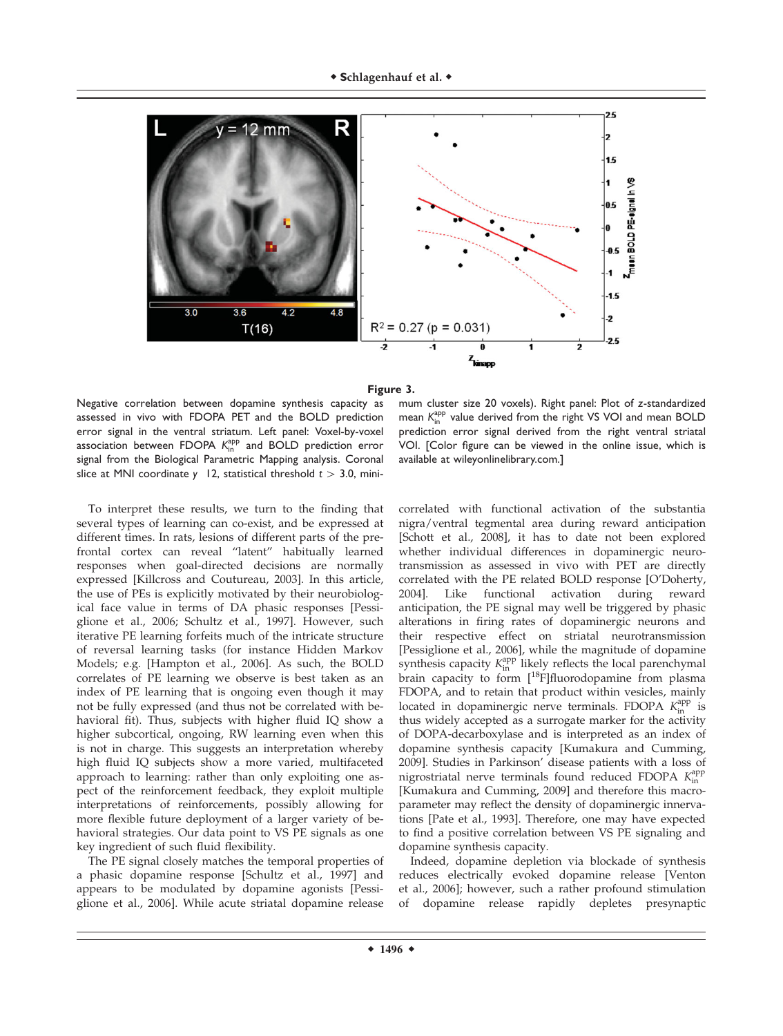**Figure 3.**

Negative correlation between dopamine synthesis capacity as assessed in vivo with FDOPA PET and the BOLD prediction error signal in the ventral striatum. Left panel: Voxel-by-voxel association between FDOPA $K_{in}^{app}$ and BOLD prediction error signal from the Biological Parametric Mapping analysis. Coronal slice at MNI coordinate $y$ 12, statistical threshold $t > 3.0$, minimum cluster size 20 voxels). Right panel: Plot of z-standardized mean $K_{in}^{app}$ value derived from the right VS VOI and mean BOLD prediction error signal derived from the right ventral striatal VOI. [Color figure can be viewed in the online issue, which is available at wileyonlinelibrary.com.]

To interpret these results, we turn to the finding that several types of learning can co-exist, and be expressed at different times. In rats, lesions of different parts of the prefrontal cortex can reveal "latent" habitually learned responses when goal-directed decisions are normally expressed [Killcross and Coutureau, 2003]. In this article, the use of PEs is explicitly motivated by their neurobiological face value in terms of DA phasic responses [Pessiglione et al., 2006; Schultz et al., 1997]. However, such iterative PE learning forfeits much of the intricate structure of reversal learning tasks (for instance Hidden Markov Models; e.g. [Hampton et al., 2006]. As such, the BOLD correlates of PE learning we observe is best taken as an index of PE learning that is ongoing even though it may not be fully expressed (and thus not be correlated with behavioral fit). Thus, subjects with higher fluid IQ show a higher subcortical, ongoing, RW learning even when this is not in charge. This suggests an interpretation whereby high fluid IQ subjects show a more varied, multifaceted approach to learning: rather than only exploiting one aspect of the reinforcement feedback, they exploit multiple interpretations of reinforcements, possibly allowing for more flexible future deployment of a larger variety of behavioral strategies. Our data point to VS PE signals as one key ingredient of such fluid flexibility.

The PE signal closely matches the temporal properties of a phasic dopamine response [Schultz et al., 1997] and appears to be modulated by dopamine agonists [Pessiglione et al., 2006]. While acute striatal dopamine release correlated with functional activation of the substantia nigra/ventral tegmental area during reward anticipation [Schott et al., 2008], it has to date not been explored whether individual differences in dopaminergic neurotransmission as assessed in vivo with PET are directly correlated with the PE related BOLD response [O'Doherty, 2004]. Like functional activation during reward anticipation, the PE signal may well be triggered by phasic alterations in firing rates of dopaminergic neurons and their respective effect on striatal neurotransmission [Pessiglione et al., 2006], while the magnitude of dopamine synthesis capacity $K_{in}^{app}$ likely reflects the local parenchymal brain capacity to form [$^{18}$F]fluorodopamine from plasma FDOPA, and to retain that product within vesicles, mainly located in dopaminergic nerve terminals. FDOPA $K_{in}^{app}$ is thus widely accepted as a surrogate marker for the activity of DOPA-decarboxylase and is interpreted as an index of dopamine synthesis capacity [Kumakura and Cumming, 2009]. Studies in Parkinson' disease patients with a loss of nigrostriatal nerve terminals found reduced FDOPA $K_{in}^{app}$ [Kumakura and Cumming, 2009] and therefore this macroparameter may reflect the density of dopaminergic innervations [Pate et al., 1993]. Therefore, one may have expected to find a positive correlation between VS PE signaling and dopamine synthesis capacity.

Indeed, dopamine depletion via blockade of synthesis reduces electrically evoked dopamine release [Venton et al., 2006]; however, such a rather profound stimulation of dopamine release rapidly depletes presynaptic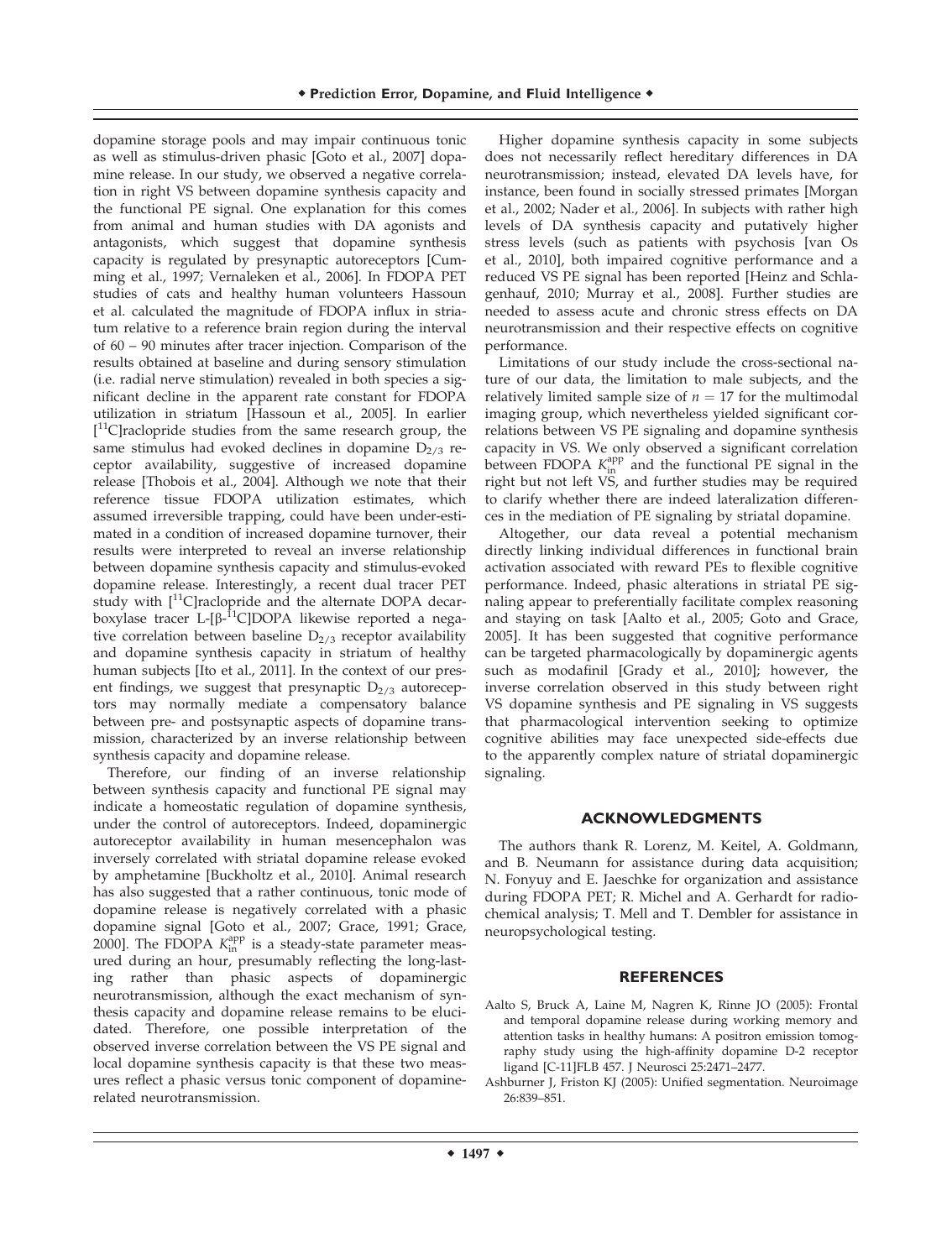dopamine storage pools and may impair continuous tonic as well as stimulus-driven phasic [Goto et al., 2007] dopamine release. In our study, we observed a negative correlation in right VS between dopamine synthesis capacity and the functional PE signal. One explanation for this comes from animal and human studies with DA agonists and antagonists, which suggest that dopamine synthesis capacity is regulated by presynaptic autoreceptors [Cumming et al., 1997; Vernaleken et al., 2006]. In FDOPA PET studies of cats and healthy human volunteers Hassoun et al. calculated the magnitude of FDOPA influx in striatum relative to a reference brain region during the interval of 60 – 90 minutes after tracer injection. Comparison of the results obtained at baseline and during sensory stimulation (i.e. radial nerve stimulation) revealed in both species a significant decline in the apparent rate constant for FDOPA utilization in striatum [Hassoun et al., 2005]. In earlier [$^{11}$C]raclopride studies from the same research group, the same stimulus had evoked declines in dopamine $D_{2/3}$ receptor availability, suggestive of increased dopamine release [Thobois et al., 2004]. Although we note that their reference tissue FDOPA utilization estimates, which assumed irreversible trapping, could have been under-estimated in a condition of increased dopamine turnover, their results were interpreted to reveal an inverse relationship between dopamine synthesis capacity and stimulus-evoked dopamine release. Interestingly, a recent dual tracer PET study with [$^{11}$C]raclopride and the alternate DOPA decarboxylase tracer L-[β-$^{11}$C]DOPA likewise reported a negative correlation between baseline $D_{2/3}$ receptor availability and dopamine synthesis capacity in striatum of healthy human subjects [Ito et al., 2011]. In the context of our present findings, we suggest that presynaptic $D_{2/3}$ autoreceptors may normally mediate a compensatory balance between pre- and postsynaptic aspects of dopamine transmission, characterized by an inverse relationship between synthesis capacity and dopamine release.

Therefore, our finding of an inverse relationship between synthesis capacity and functional PE signal may indicate a homeostatic regulation of dopamine synthesis, under the control of autoreceptors. Indeed, dopaminergic autoreceptor availability in human mesencephalon was inversely correlated with striatal dopamine release evoked by amphetamine [Buckholtz et al., 2010]. Animal research has also suggested that a rather continuous, tonic mode of dopamine release is negatively correlated with a phasic dopamine signal [Goto et al., 2007; Grace, 1991; Grace, 2000]. The FDOPA $K_{in}^{app}$ is a steady-state parameter measured during an hour, presumably reflecting the long-lasting rather than phasic aspects of dopaminergic neurotransmission, although the exact mechanism of synthesis capacity and dopamine release remains to be elucidated. Therefore, one possible interpretation of the observed inverse correlation between the VS PE signal and local dopamine synthesis capacity is that these two measures reflect a phasic versus tonic component of dopamine-related neurotransmission.

Higher dopamine synthesis capacity in some subjects does not necessarily reflect hereditary differences in DA neurotransmission; instead, elevated DA levels have, for instance, been found in socially stressed primates [Morgan et al., 2002; Nader et al., 2006]. In subjects with rather high levels of DA synthesis capacity and putatively higher stress levels (such as patients with psychosis [van Os et al., 2010], both impaired cognitive performance and a reduced VS PE signal has been reported [Heinz and Schlagenhauf, 2010; Murray et al., 2008]. Further studies are needed to assess acute and chronic stress effects on DA neurotransmission and their respective effects on cognitive performance.

Limitations of our study include the cross-sectional nature of our data, the limitation to male subjects, and the relatively limited sample size of $n = 17$ for the multimodal imaging group, which nevertheless yielded significant correlations between VS PE signaling and dopamine synthesis capacity in VS. We only observed a significant correlation between FDOPA $K_{in}^{app}$ and the functional PE signal in the right but not left VS, and further studies may be required to clarify whether there are indeed lateralization differences in the mediation of PE signaling by striatal dopamine.

Altogether, our data reveal a potential mechanism directly linking individual differences in functional brain activation associated with reward PEs to flexible cognitive performance. Indeed, phasic alterations in striatal PE signaling appear to preferentially facilitate complex reasoning and staying on task [Aalto et al., 2005; Goto and Grace, 2005]. It has been suggested that cognitive performance can be targeted pharmacologically by dopaminergic agents such as modafinil [Grady et al., 2010]; however, the inverse correlation observed in this study between right VS dopamine synthesis and PE signaling in VS suggests that pharmacological intervention seeking to optimize cognitive abilities may face unexpected side-effects due to the apparently complex nature of striatal dopaminergic signaling.

## ACKNOWLEDGMENTS

The authors thank R. Lorenz, M. Keitel, A. Goldmann, and B. Neumann for assistance during data acquisition; N. Fonyuy and E. Jaeschke for organization and assistance during FDOPA PET; R. Michel and A. Gerhardt for radiochemical analysis; T. Mell and T. Dembler for assistance in neuropsychological testing.

## REFERENCES

Aalto S, Bruck A, Laine M, Nagren K, Rinne JO (2005): Frontal and temporal dopamine release during working memory and attention tasks in healthy humans: A positron emission tomography study using the high-affinity dopamine D-2 receptor ligand [C-11]FLB 457. J Neurosci 25:2471–2477.

Ashburner J, Friston KJ (2005): Unified segmentation. Neuroimage 26:839–851.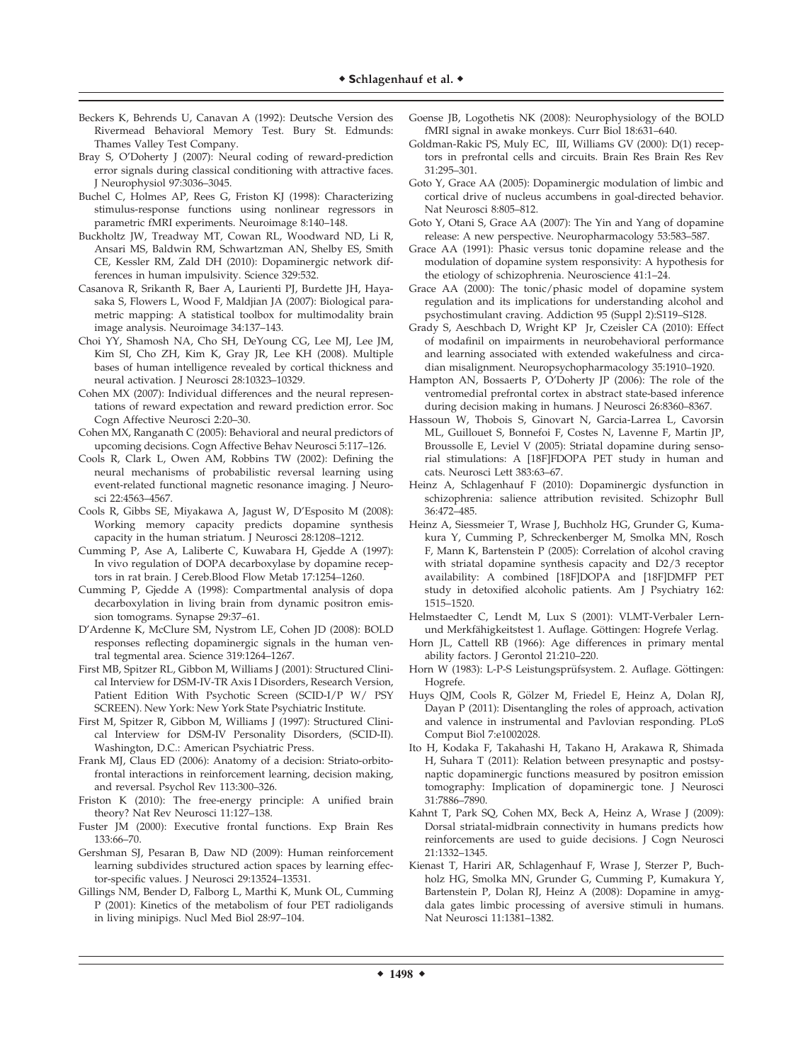Beckers K, Behrends U, Canavan A (1992): Deutsche Version des Rivermead Behavioral Memory Test. Bury St. Edmunds: Thames Valley Test Company.

Bray S, O'Doherty J (2007): Neural coding of reward-prediction error signals during classical conditioning with attractive faces. J Neurophysiol 97:3036–3045.

Buchel C, Holmes AP, Rees G, Friston KJ (1998): Characterizing stimulus-response functions using nonlinear regressors in parametric fMRI experiments. Neuroimage 8:140–148.

Buckholtz JW, Treadway MT, Cowan RL, Woodward ND, Li R, Ansari MS, Baldwin RM, Schwartzman AN, Shelby ES, Smith CE, Kessler RM, Zald DH (2010): Dopaminergic network differences in human impulsivity. Science 329:532.

Casanova R, Srikanth R, Baer A, Laurienti PJ, Burdette JH, Hayasaka S, Flowers L, Wood F, Maldjian JA (2007): Biological parametric mapping: A statistical toolbox for multimodality brain image analysis. Neuroimage 34:137–143.

Choi YY, Shamosh NA, Cho SH, DeYoung CG, Lee MJ, Lee JM, Kim SI, Cho ZH, Kim K, Gray JR, Lee KH (2008). Multiple bases of human intelligence revealed by cortical thickness and neural activation. J Neurosci 28:10323–10329.

Cohen MX (2007): Individual differences and the neural representations of reward expectation and reward prediction error. Soc Cogn Affective Neurosci 2:20–30.

Cohen MX, Ranganath C (2005): Behavioral and neural predictors of upcoming decisions. Cogn Affective Behav Neurosci 5:117–126.

Cools R, Clark L, Owen AM, Robbins TW (2002): Defining the neural mechanisms of probabilistic reversal learning using event-related functional magnetic resonance imaging. J Neurosci 22:4563–4567.

Cools R, Gibbs SE, Miyakawa A, Jagust W, D'Esposito M (2008): Working memory capacity predicts dopamine synthesis capacity in the human striatum. J Neurosci 28:1208–1212.

Cumming P, Ase A, Laliberte C, Kuwabara H, Gjedde A (1997): In vivo regulation of DOPA decarboxylase by dopamine receptors in rat brain. J Cereb.Blood Flow Metab 17:1254–1260.

Cumming P, Gjedde A (1998): Compartmental analysis of dopa decarboxylation in living brain from dynamic positron emission tomograms. Synapse 29:37–61.

D'Ardenne K, McClure SM, Nystrom LE, Cohen JD (2008): BOLD responses reflecting dopaminergic signals in the human ventral tegmental area. Science 319:1264–1267.

First MB, Spitzer RL, Gibbon M, Williams J (2001): Structured Clinical Interview for DSM-IV-TR Axis I Disorders, Research Version, Patient Edition With Psychotic Screen (SCID-I/P W/ PSY SCREEN). New York: New York State Psychiatric Institute.

First M, Spitzer R, Gibbon M, Williams J (1997): Structured Clinical Interview for DSM-IV Personality Disorders, (SCID-II). Washington, D.C.: American Psychiatric Press.

Frank MJ, Claus ED (2006): Anatomy of a decision: Striato-orbitofrontal interactions in reinforcement learning, decision making, and reversal. Psychol Rev 113:300–326.

Friston K (2010): The free-energy principle: A unified brain theory? Nat Rev Neurosci 11:127–138.

Fuster JM (2000): Executive frontal functions. Exp Brain Res 133:66–70.

Gershman SJ, Pesaran B, Daw ND (2009): Human reinforcement learning subdivides structured action spaces by learning effector-specific values. J Neurosci 29:13524–13531.

Gillings NM, Bender D, Falborg L, Marthi K, Munk OL, Cumming P (2001): Kinetics of the metabolism of four PET radioligands in living minipigs. Nucl Med Biol 28:97–104.

Goense JB, Logothetis NK (2008): Neurophysiology of the BOLD fMRI signal in awake monkeys. Curr Biol 18:631–640.

Goldman-Rakic PS, Muly EC, III, Williams GV (2000): D(1) receptors in prefrontal cells and circuits. Brain Res Brain Res Rev 31:295–301.

Goto Y, Grace AA (2005): Dopaminergic modulation of limbic and cortical drive of nucleus accumbens in goal-directed behavior. Nat Neurosci 8:805–812.

Goto Y, Otani S, Grace AA (2007): The Yin and Yang of dopamine release: A new perspective. Neuropharmacology 53:583–587.

Grace AA (1991): Phasic versus tonic dopamine release and the modulation of dopamine system responsivity: A hypothesis for the etiology of schizophrenia. Neuroscience 41:1–24.

Grace AA (2000): The tonic/phasic model of dopamine system regulation and its implications for understanding alcohol and psychostimulant craving. Addiction 95 (Suppl 2):S119–S128.

Grady S, Aeschbach D, Wright KP Jr, Czeisler CA (2010): Effect of modafinil on impairments in neurobehavioral performance and learning associated with extended wakefulness and circadian misalignment. Neuropsychopharmacology 35:1910–1920.

Hampton AN, Bossaerts P, O'Doherty JP (2006): The role of the ventromedial prefrontal cortex in abstract state-based inference during decision making in humans. J Neurosci 26:8360–8367.

Hassoun W, Thobois S, Ginovart N, Garcia-Larrea L, Cavorsin ML, Guillouet S, Bonnefoi F, Costes N, Lavenne F, Martin JP, Broussolle E, Leviel V (2005): Striatal dopamine during sensorial stimulations: A [18F]FDOPA PET study in human and cats. Neurosci Lett 383:63–67.

Heinz A, Schlagenhauf F (2010): Dopaminergic dysfunction in schizophrenia: salience attribution revisited. Schizophr Bull 36:472–485.

Heinz A, Siessmeier T, Wrase J, Buchholz HG, Grunder G, Kumakura Y, Cumming P, Schreckenberger M, Smolka MN, Rosch F, Mann K, Bartenstein P (2005): Correlation of alcohol craving with striatal dopamine synthesis capacity and D2/3 receptor availability: A combined [18F]DOPA and [18F]DMFP PET study in detoxified alcoholic patients. Am J Psychiatry 162: 1515–1520.

Helmstaedter C, Lendt M, Lux S (2001): VLMT-Verbaler Lern- und Merkfähigkeitstest 1. Auflage. Göttingen: Hogrefe Verlag.

Horn JL, Cattell RB (1966): Age differences in primary mental ability factors. J Gerontol 21:210–220.

Horn W (1983): L-P-S Leistungsprüfsystem. 2. Auflage. Göttingen: Hogrefe.

Huys QJM, Cools R, Gölzer M, Friedel E, Heinz A, Dolan RJ, Dayan P (2011): Disentangling the roles of approach, activation and valence in instrumental and Pavlovian responding. PLoS Comput Biol 7:e1002028.

Ito H, Kodaka F, Takahashi H, Takano H, Arakawa R, Shimada H, Suhara T (2011): Relation between presynaptic and postsynaptic dopaminergic functions measured by positron emission tomography: Implication of dopaminergic tone. J Neurosci 31:7886–7890.

Kahnt T, Park SQ, Cohen MX, Beck A, Heinz A, Wrase J (2009): Dorsal striatal-midbrain connectivity in humans predicts how reinforcements are used to guide decisions. J Cogn Neurosci 21:1332–1345.

Kienast T, Hariri AR, Schlagenhauf F, Wrase J, Sterzer P, Buchholz HG, Smolka MN, Grunder G, Cumming P, Kumakura Y, Bartenstein P, Dolan RJ, Heinz A (2008): Dopamine in amygdala gates limbic processing of aversive stimuli in humans. Nat Neurosci 11:1381–1382.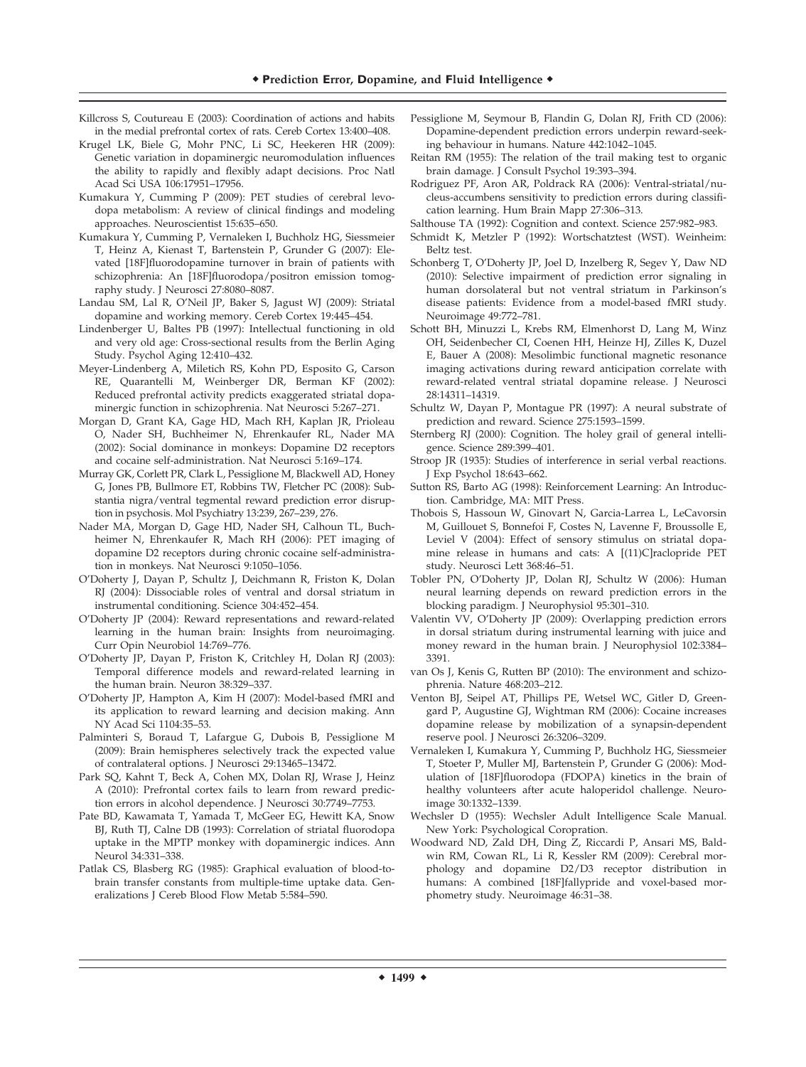Killcross S, Coutureau E (2003): Coordination of actions and habits in the medial prefrontal cortex of rats. Cereb Cortex 13:400–408.

Krugel LK, Biele G, Mohr PNC, Li SC, Heekeren HR (2009): Genetic variation in dopaminergic neuromodulation influences the ability to rapidly and flexibly adapt decisions. Proc Natl Acad Sci USA 106:17951–17956.

Kumakura Y, Cumming P (2009): PET studies of cerebral levodopa metabolism: A review of clinical findings and modeling approaches. Neuroscientist 15:635–650.

Kumakura Y, Cumming P, Vernaleken I, Buchholz HG, Siessmeier T, Heinz A, Kienast T, Bartenstein P, Grunder G (2007): Elevated [18F]fluorodopamine turnover in brain of patients with schizophrenia: An [18F]fluorodopa/positron emission tomography study. J Neurosci 27:8080–8087.

Landau SM, Lal R, O'Neil JP, Baker S, Jagust WJ (2009): Striatal dopamine and working memory. Cereb Cortex 19:445–454.

Lindenberger U, Baltes PB (1997): Intellectual functioning in old and very old age: Cross-sectional results from the Berlin Aging Study. Psychol Aging 12:410–432.

Meyer-Lindenberg A, Miletich RS, Kohn PD, Esposito G, Carson RE, Quarantelli M, Weinberger DR, Berman KF (2002): Reduced prefrontal activity predicts exaggerated striatal dopaminergic function in schizophrenia. Nat Neurosci 5:267–271.

Morgan D, Grant KA, Gage HD, Mach RH, Kaplan JR, Prioleau O, Nader SH, Buchheimer N, Ehrenkaufer RL, Nader MA (2002): Social dominance in monkeys: Dopamine D2 receptors and cocaine self-administration. Nat Neurosci 5:169–174.

Murray GK, Corlett PR, Clark L, Pessiglione M, Blackwell AD, Honey G, Jones PB, Bullmore ET, Robbins TW, Fletcher PC (2008): Substantia nigra/ventral tegmental reward prediction error disruption in psychosis. Mol Psychiatry 13:239, 267–239, 276.

Nader MA, Morgan D, Gage HD, Nader SH, Calhoun TL, Buchheimer N, Ehrenkaufer R, Mach RH (2006): PET imaging of dopamine D2 receptors during chronic cocaine self-administration in monkeys. Nat Neurosci 9:1050–1056.

O'Doherty J, Dayan P, Schultz J, Deichmann R, Friston K, Dolan RJ (2004): Dissociable roles of ventral and dorsal striatum in instrumental conditioning. Science 304:452–454.

O'Doherty JP (2004): Reward representations and reward-related learning in the human brain: Insights from neuroimaging. Curr Opin Neurobiol 14:769–776.

O'Doherty JP, Dayan P, Friston K, Critchley H, Dolan RJ (2003): Temporal difference models and reward-related learning in the human brain. Neuron 38:329–337.

O'Doherty JP, Hampton A, Kim H (2007): Model-based fMRI and its application to reward learning and decision making. Ann NY Acad Sci 1104:35–53.

Palminteri S, Boraud T, Lafargue G, Dubois B, Pessiglione M (2009): Brain hemispheres selectively track the expected value of contralateral options. J Neurosci 29:13465–13472.

Park SQ, Kahnt T, Beck A, Cohen MX, Dolan RJ, Wrase J, Heinz A (2010): Prefrontal cortex fails to learn from reward prediction errors in alcohol dependence. J Neurosci 30:7749–7753.

Pate BD, Kawamata T, Yamada T, McGeer EG, Hewitt KA, Snow BJ, Ruth TJ, Calne DB (1993): Correlation of striatal fluorodopa uptake in the MPTP monkey with dopaminergic indices. Ann Neurol 34:331–338.

Patlak CS, Blasberg RG (1985): Graphical evaluation of blood-to-brain transfer constants from multiple-time uptake data. Generalizations J Cereb Blood Flow Metab 5:584–590.

Pessiglione M, Seymour B, Flandin G, Dolan RJ, Frith CD (2006): Dopamine-dependent prediction errors underpin reward-seeking behaviour in humans. Nature 442:1042–1045.

Reitan RM (1955): The relation of the trail making test to organic brain damage. J Consult Psychol 19:393–394.

Rodriguez PF, Aron AR, Poldrack RA (2006): Ventral-striatal/nucleus-accumbens sensitivity to prediction errors during classification learning. Hum Brain Mapp 27:306–313.

Salthouse TA (1992): Cognition and context. Science 257:982–983.

Schmidt K, Metzler P (1992): Wortschatztest (WST). Weinheim: Beltz test.

Schonberg T, O'Doherty JP, Joel D, Inzelberg R, Segev Y, Daw ND (2010): Selective impairment of prediction error signaling in human dorsolateral but not ventral striatum in Parkinson's disease patients: Evidence from a model-based fMRI study. Neuroimage 49:772–781.

Schott BH, Minuzzi L, Krebs RM, Elmenhorst D, Lang M, Winz OH, Seidenbecher CI, Coenen HH, Heinze HJ, Zilles K, Duzel E, Bauer A (2008): Mesolimbic functional magnetic resonance imaging activations during reward anticipation correlate with reward-related ventral striatal dopamine release. J Neurosci 28:14311–14319.

Schultz W, Dayan P, Montague PR (1997): A neural substrate of prediction and reward. Science 275:1593–1599.

Sternberg RJ (2000): Cognition. The holey grail of general intelligence. Science 289:399–401.

Stroop JR (1935): Studies of interference in serial verbal reactions. J Exp Psychol 18:643–662.

Sutton RS, Barto AG (1998): Reinforcement Learning: An Introduction. Cambridge, MA: MIT Press.

Thobois S, Hassoun W, Ginovart N, Garcia-Larrea L, LeCavorsin M, Guillouet S, Bonnefoi F, Costes N, Lavenne F, Broussolle E, Leviel V (2004): Effect of sensory stimulus on striatal dopamine release in humans and cats: A [(11)C]raclopride PET study. Neurosci Lett 368:46–51.

Tobler PN, O'Doherty JP, Dolan RJ, Schultz W (2006): Human neural learning depends on reward prediction errors in the blocking paradigm. J Neurophysiol 95:301–310.

Valentin VV, O'Doherty JP (2009): Overlapping prediction errors in dorsal striatum during instrumental learning with juice and money reward in the human brain. J Neurophysiol 102:3384–3391.

van Os J, Kenis G, Rutten BP (2010): The environment and schizophrenia. Nature 468:203–212.

Venton BJ, Seipel AT, Phillips PE, Wetsel WC, Gitler D, Greengard P, Augustine GJ, Wightman RM (2006): Cocaine increases dopamine release by mobilization of a synapsin-dependent reserve pool. J Neurosci 26:3206–3209.

Vernaleken I, Kumakura Y, Cumming P, Buchholz HG, Siessmeier T, Stoeter P, Muller MJ, Bartenstein P, Grunder G (2006): Modulation of [18F]fluorodopa (FDOPA) kinetics in the brain of healthy volunteers after acute haloperidol challenge. Neuroimage 30:1332–1339.

Wechsler D (1955): Wechsler Adult Intelligence Scale Manual. New York: Psychological Coropration.

Woodward ND, Zald DH, Ding Z, Riccardi P, Ansari MS, Baldwin RM, Cowan RL, Li R, Kessler RM (2009): Cerebral morphology and dopamine D2/D3 receptor distribution in humans: A combined [18F]fallypride and voxel-based morphometry study. Neuroimage 46:31–38.